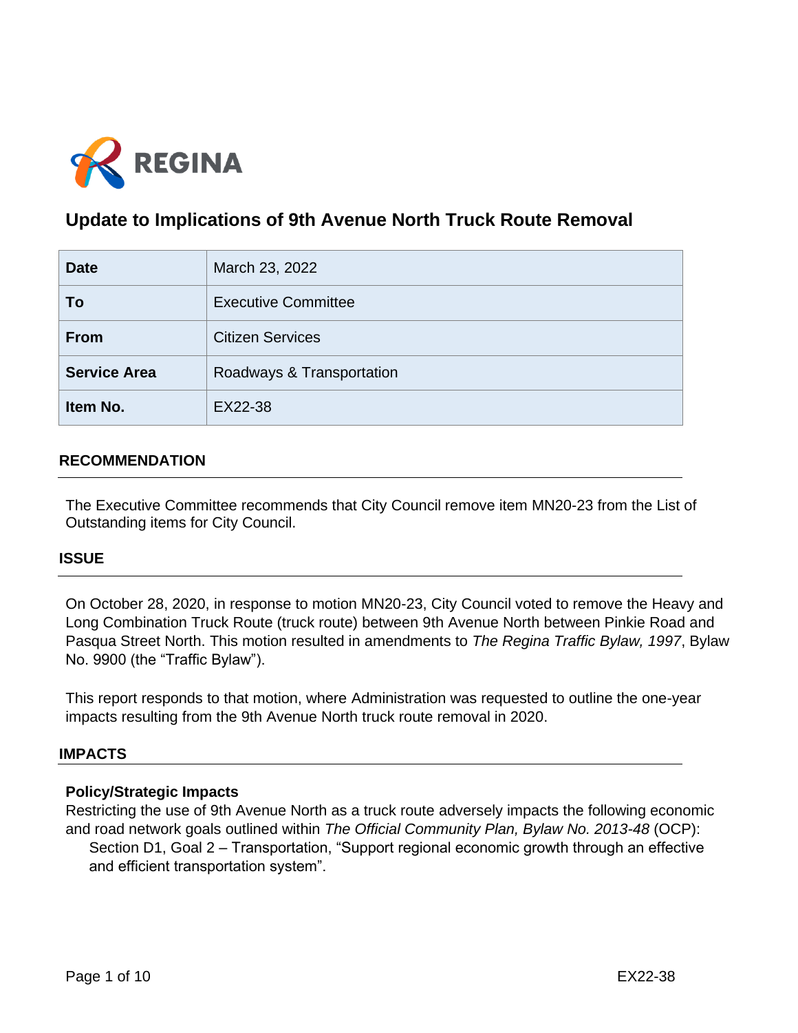REGINA

# Update to Implications of 9th Avenue North Truck Route Removal

| Date | March 23, 2022 |
|---|---|
| To | Executive Committee |
| From | Citizen Services |
| Service Area | Roadways & Transportation |
| Item No. | EX22-38 |

## RECOMMENDATION

The Executive Committee recommends that City Council remove item MN20-23 from the List of Outstanding items for City Council.

## ISSUE

On October 28, 2020, in response to motion MN20-23, City Council voted to remove the Heavy and Long Combination Truck Route (truck route) between 9th Avenue North between Pinkie Road and Pasqua Street North. This motion resulted in amendments to *The Regina Traffic Bylaw, 1997*, Bylaw No. 9900 (the "Traffic Bylaw").

This report responds to that motion, where Administration was requested to outline the one-year impacts resulting from the 9th Avenue North truck route removal in 2020.

## IMPACTS

### Policy/Strategic Impacts

Restricting the use of 9th Avenue North as a truck route adversely impacts the following economic and road network goals outlined within *The Official Community Plan, Bylaw No. 2013-48* (OCP):

Section D1, Goal 2 – Transportation, "Support regional economic growth through an effective and efficient transportation system".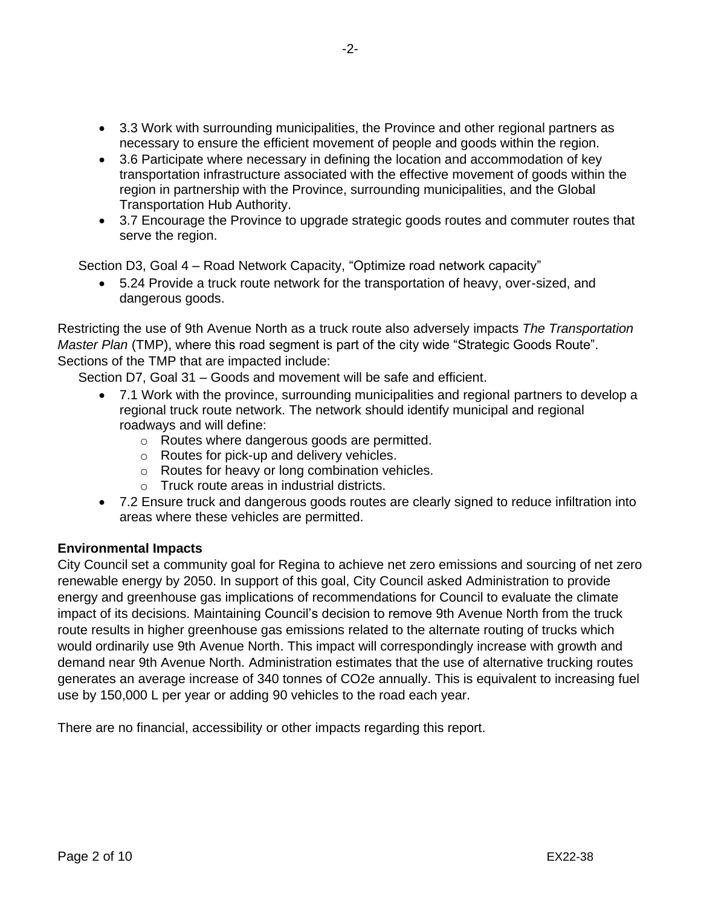- 3.3 Work with surrounding municipalities, the Province and other regional partners as necessary to ensure the efficient movement of people and goods within the region.
- 3.6 Participate where necessary in defining the location and accommodation of key transportation infrastructure associated with the effective movement of goods within the region in partnership with the Province, surrounding municipalities, and the Global Transportation Hub Authority.
- 3.7 Encourage the Province to upgrade strategic goods routes and commuter routes that serve the region.

Section D3, Goal 4 – Road Network Capacity, "Optimize road network capacity"

- 5.24 Provide a truck route network for the transportation of heavy, over-sized, and dangerous goods.

Restricting the use of 9th Avenue North as a truck route also adversely impacts *The Transportation Master Plan* (TMP), where this road segment is part of the city wide "Strategic Goods Route". Sections of the TMP that are impacted include:

Section D7, Goal 31 – Goods and movement will be safe and efficient.

- 7.1 Work with the province, surrounding municipalities and regional partners to develop a regional truck route network. The network should identify municipal and regional roadways and will define:
  - Routes where dangerous goods are permitted.
  - Routes for pick-up and delivery vehicles.
  - Routes for heavy or long combination vehicles.
  - Truck route areas in industrial districts.
- 7.2 Ensure truck and dangerous goods routes are clearly signed to reduce infiltration into areas where these vehicles are permitted.

**Environmental Impacts**

City Council set a community goal for Regina to achieve net zero emissions and sourcing of net zero renewable energy by 2050. In support of this goal, City Council asked Administration to provide energy and greenhouse gas implications of recommendations for Council to evaluate the climate impact of its decisions. Maintaining Council's decision to remove 9th Avenue North from the truck route results in higher greenhouse gas emissions related to the alternate routing of trucks which would ordinarily use 9th Avenue North. This impact will correspondingly increase with growth and demand near 9th Avenue North. Administration estimates that the use of alternative trucking routes generates an average increase of 340 tonnes of $CO_2e$ annually. This is equivalent to increasing fuel use by 150,000 L per year or adding 90 vehicles to the road each year.

There are no financial, accessibility or other impacts regarding this report.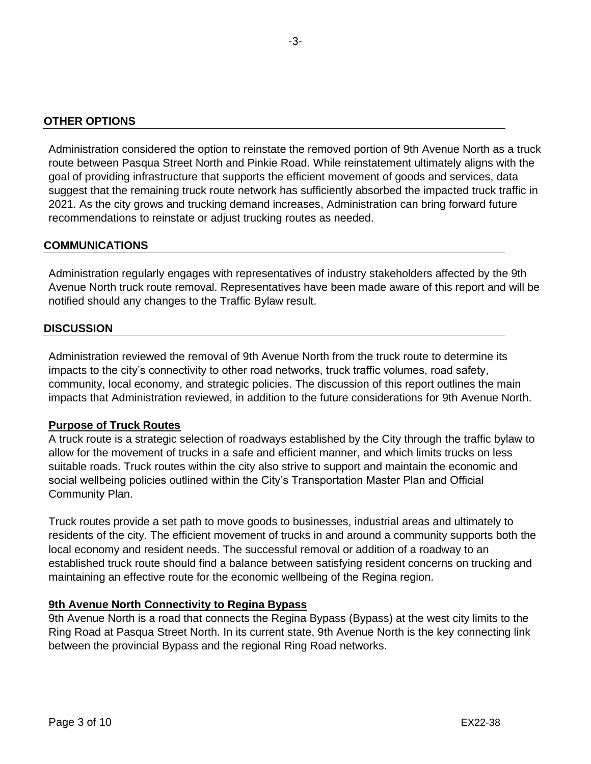## OTHER OPTIONS

Administration considered the option to reinstate the removed portion of 9th Avenue North as a truck route between Pasqua Street North and Pinkie Road. While reinstatement ultimately aligns with the goal of providing infrastructure that supports the efficient movement of goods and services, data suggest that the remaining truck route network has sufficiently absorbed the impacted truck traffic in 2021. As the city grows and trucking demand increases, Administration can bring forward future recommendations to reinstate or adjust trucking routes as needed.

## COMMUNICATIONS

Administration regularly engages with representatives of industry stakeholders affected by the 9th Avenue North truck route removal. Representatives have been made aware of this report and will be notified should any changes to the Traffic Bylaw result.

## DISCUSSION

Administration reviewed the removal of 9th Avenue North from the truck route to determine its impacts to the city's connectivity to other road networks, truck traffic volumes, road safety, community, local economy, and strategic policies. The discussion of this report outlines the main impacts that Administration reviewed, in addition to the future considerations for 9th Avenue North.

### Purpose of Truck Routes

A truck route is a strategic selection of roadways established by the City through the traffic bylaw to allow for the movement of trucks in a safe and efficient manner, and which limits trucks on less suitable roads. Truck routes within the city also strive to support and maintain the economic and social wellbeing policies outlined within the City's Transportation Master Plan and Official Community Plan.

Truck routes provide a set path to move goods to businesses, industrial areas and ultimately to residents of the city. The efficient movement of trucks in and around a community supports both the local economy and resident needs. The successful removal or addition of a roadway to an established truck route should find a balance between satisfying resident concerns on trucking and maintaining an effective route for the economic wellbeing of the Regina region.

### 9th Avenue North Connectivity to Regina Bypass

9th Avenue North is a road that connects the Regina Bypass (Bypass) at the west city limits to the Ring Road at Pasqua Street North. In its current state, 9th Avenue North is the key connecting link between the provincial Bypass and the regional Ring Road networks.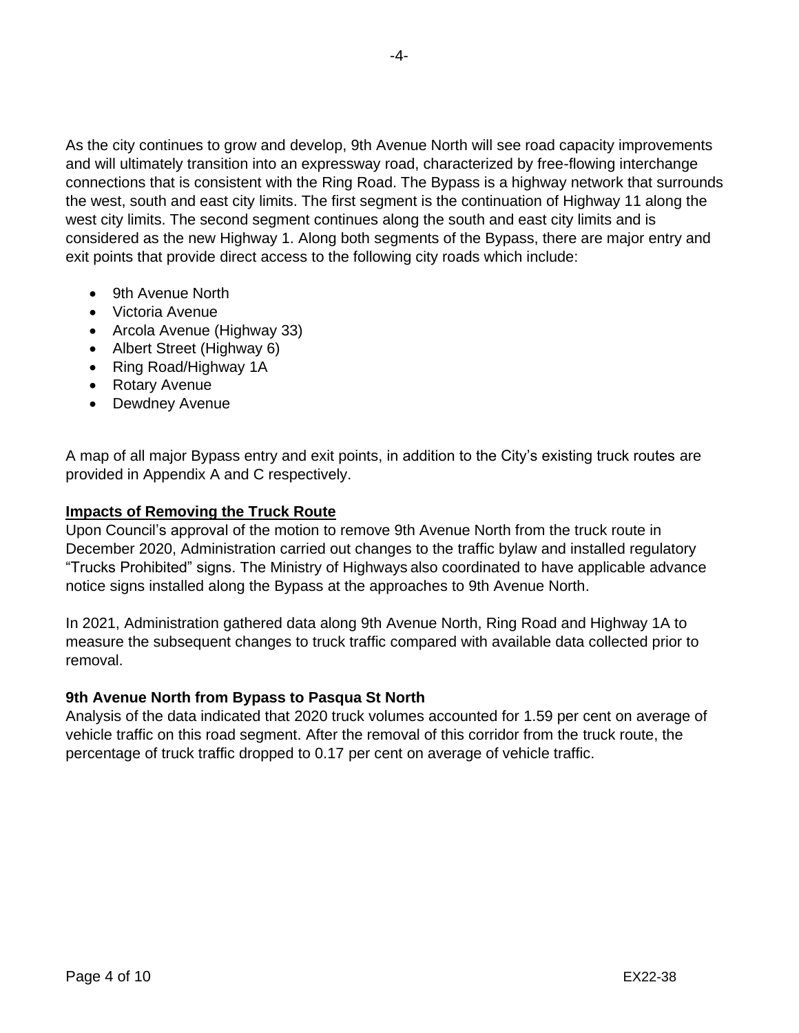As the city continues to grow and develop, 9th Avenue North will see road capacity improvements and will ultimately transition into an expressway road, characterized by free-flowing interchange connections that is consistent with the Ring Road. The Bypass is a highway network that surrounds the west, south and east city limits. The first segment is the continuation of Highway 11 along the west city limits. The second segment continues along the south and east city limits and is considered as the new Highway 1. Along both segments of the Bypass, there are major entry and exit points that provide direct access to the following city roads which include:

- 9th Avenue North
- Victoria Avenue
- Arcola Avenue (Highway 33)
- Albert Street (Highway 6)
- Ring Road/Highway 1A
- Rotary Avenue
- Dewdney Avenue

A map of all major Bypass entry and exit points, in addition to the City's existing truck routes are provided in Appendix A and C respectively.

**Impacts of Removing the Truck Route**

Upon Council's approval of the motion to remove 9th Avenue North from the truck route in December 2020, Administration carried out changes to the traffic bylaw and installed regulatory "Trucks Prohibited" signs. The Ministry of Highways also coordinated to have applicable advance notice signs installed along the Bypass at the approaches to 9th Avenue North.

In 2021, Administration gathered data along 9th Avenue North, Ring Road and Highway 1A to measure the subsequent changes to truck traffic compared with available data collected prior to removal.

**9th Avenue North from Bypass to Pasqua St North**

Analysis of the data indicated that 2020 truck volumes accounted for 1.59 per cent on average of vehicle traffic on this road segment. After the removal of this corridor from the truck route, the percentage of truck traffic dropped to 0.17 per cent on average of vehicle traffic.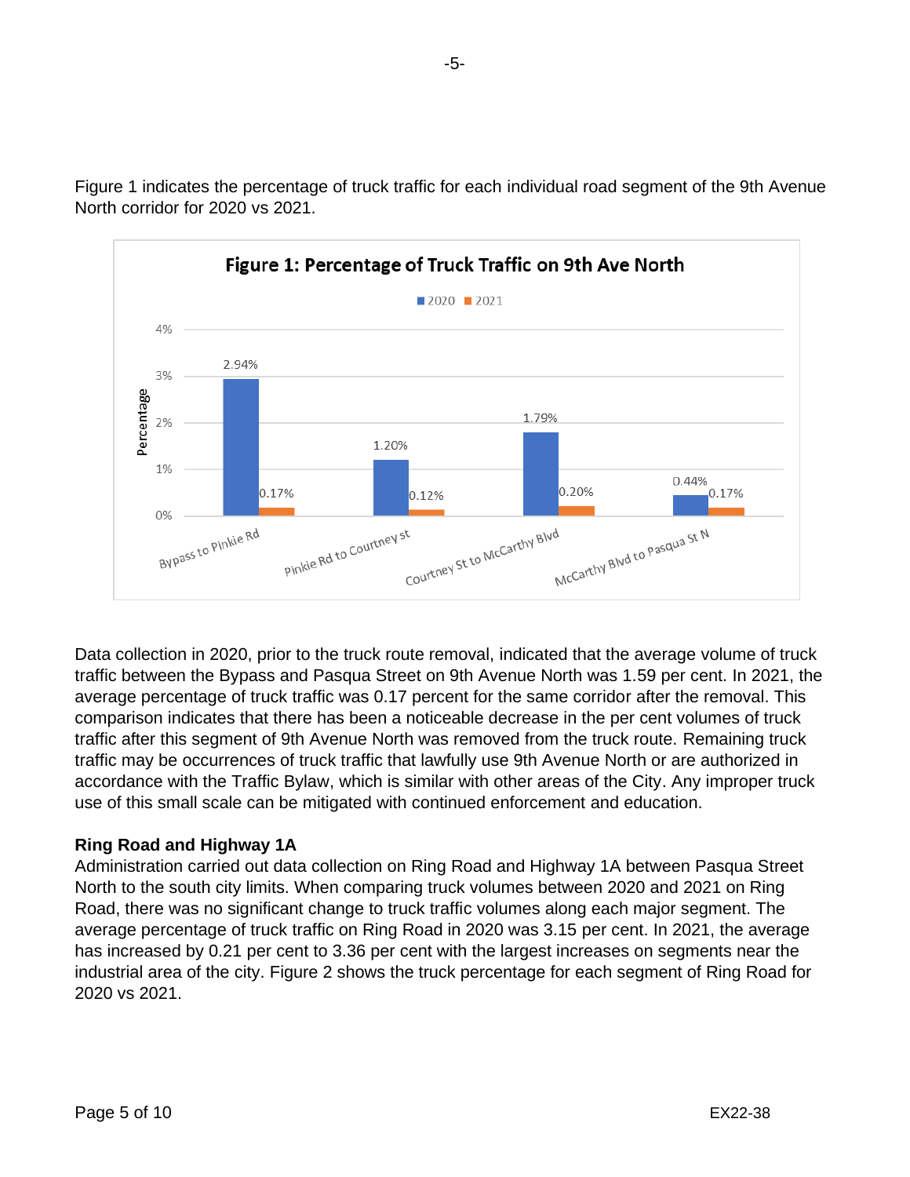Figure 1 indicates the percentage of truck traffic for each individual road segment of the 9th Avenue North corridor for 2020 vs 2021.

**Figure 1: Percentage of Truck Traffic on 9th Ave North**

| Segment | 2020 | 2021 |
|---|---|---|
| Bypass to Pinkie Rd | 2.94% | 0.17% |
| Pinkie Rd to Courtney st | 1.20% | 0.12% |
| Courtney St to McCarthy Blvd | 1.79% | 0.20% |
| McCarthy Blvd to Pasqua St N | 0.44% | 0.17% |

Data collection in 2020, prior to the truck route removal, indicated that the average volume of truck traffic between the Bypass and Pasqua Street on 9th Avenue North was 1.59 per cent. In 2021, the average percentage of truck traffic was 0.17 percent for the same corridor after the removal. This comparison indicates that there has been a noticeable decrease in the per cent volumes of truck traffic after this segment of 9th Avenue North was removed from the truck route. Remaining truck traffic may be occurrences of truck traffic that lawfully use 9th Avenue North or are authorized in accordance with the Traffic Bylaw, which is similar with other areas of the City. Any improper truck use of this small scale can be mitigated with continued enforcement and education.

**Ring Road and Highway 1A**

Administration carried out data collection on Ring Road and Highway 1A between Pasqua Street North to the south city limits. When comparing truck volumes between 2020 and 2021 on Ring Road, there was no significant change to truck traffic volumes along each major segment. The average percentage of truck traffic on Ring Road in 2020 was 3.15 per cent. In 2021, the average has increased by 0.21 per cent to 3.36 per cent with the largest increases on segments near the industrial area of the city. Figure 2 shows the truck percentage for each segment of Ring Road for 2020 vs 2021.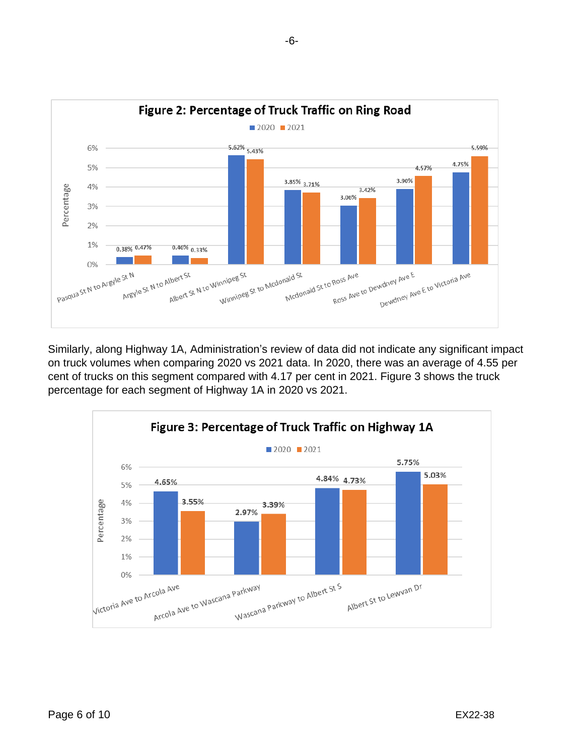**Figure 2: Percentage of Truck Traffic on Ring Road**

| Segment | 2020 | 2021 |
|---|---|---|
| Pasqua St N to Argyle St N | 0.38% | 0.47% |
| Argyle St N to Albert St | 0.46% | 0.33% |
| Albert St N to Winnipeg St | 5.62% | 5.43% |
| Winnipeg St to Mcdonald St | 3.85% | 3.71% |
| Mcdonald St to Ross Ave | 3.06% | 3.42% |
| Ross Ave to Dewdney Ave E | 3.90% | 4.57% |
| Dewdney Ave E to Victoria Ave | 4.75% | 5.59% |

Similarly, along Highway 1A, Administration's review of data did not indicate any significant impact on truck volumes when comparing 2020 vs 2021 data. In 2020, there was an average of 4.55 per cent of trucks on this segment compared with 4.17 per cent in 2021. Figure 3 shows the truck percentage for each segment of Highway 1A in 2020 vs 2021.

**Figure 3: Percentage of Truck Traffic on Highway 1A**

| Segment | 2020 | 2021 |
|---|---|---|
| Victoria Ave to Arcola Ave | 4.65% | 3.55% |
| Arcola Ave to Wascana Parkway | 2.97% | 3.39% |
| Wascana Parkway to Albert St S | 4.84% | 4.73% |
| Albert St to Lewvan Dr | 5.75% | 5.03% |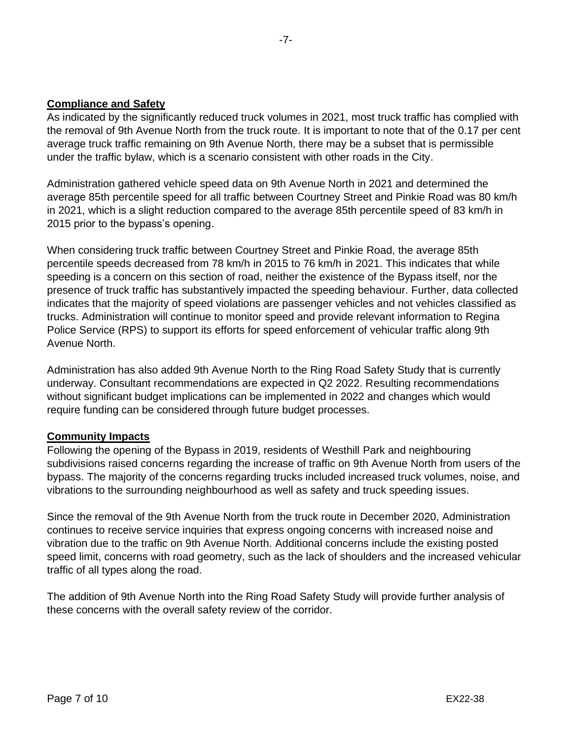**Compliance and Safety**

As indicated by the significantly reduced truck volumes in 2021, most truck traffic has complied with the removal of 9th Avenue North from the truck route. It is important to note that of the 0.17 per cent average truck traffic remaining on 9th Avenue North, there may be a subset that is permissible under the traffic bylaw, which is a scenario consistent with other roads in the City.

Administration gathered vehicle speed data on 9th Avenue North in 2021 and determined the average 85th percentile speed for all traffic between Courtney Street and Pinkie Road was 80 km/h in 2021, which is a slight reduction compared to the average 85th percentile speed of 83 km/h in 2015 prior to the bypass's opening.

When considering truck traffic between Courtney Street and Pinkie Road, the average 85th percentile speeds decreased from 78 km/h in 2015 to 76 km/h in 2021. This indicates that while speeding is a concern on this section of road, neither the existence of the Bypass itself, nor the presence of truck traffic has substantively impacted the speeding behaviour. Further, data collected indicates that the majority of speed violations are passenger vehicles and not vehicles classified as trucks. Administration will continue to monitor speed and provide relevant information to Regina Police Service (RPS) to support its efforts for speed enforcement of vehicular traffic along 9th Avenue North.

Administration has also added 9th Avenue North to the Ring Road Safety Study that is currently underway. Consultant recommendations are expected in Q2 2022. Resulting recommendations without significant budget implications can be implemented in 2022 and changes which would require funding can be considered through future budget processes.

**Community Impacts**

Following the opening of the Bypass in 2019, residents of Westhill Park and neighbouring subdivisions raised concerns regarding the increase of traffic on 9th Avenue North from users of the bypass. The majority of the concerns regarding trucks included increased truck volumes, noise, and vibrations to the surrounding neighbourhood as well as safety and truck speeding issues.

Since the removal of the 9th Avenue North from the truck route in December 2020, Administration continues to receive service inquiries that express ongoing concerns with increased noise and vibration due to the traffic on 9th Avenue North. Additional concerns include the existing posted speed limit, concerns with road geometry, such as the lack of shoulders and the increased vehicular traffic of all types along the road.

The addition of 9th Avenue North into the Ring Road Safety Study will provide further analysis of these concerns with the overall safety review of the corridor.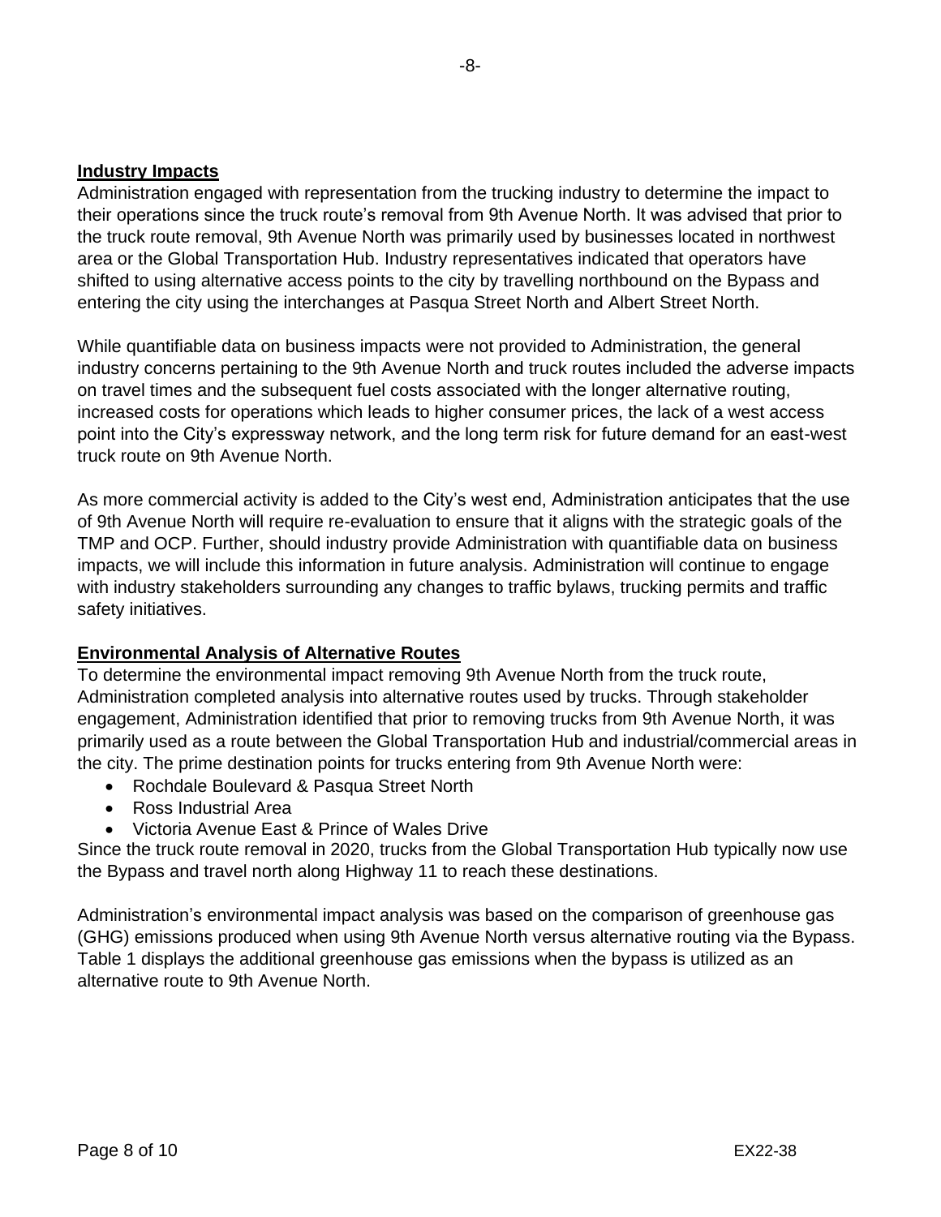**Industry Impacts**

Administration engaged with representation from the trucking industry to determine the impact to their operations since the truck route's removal from 9th Avenue North. It was advised that prior to the truck route removal, 9th Avenue North was primarily used by businesses located in northwest area or the Global Transportation Hub. Industry representatives indicated that operators have shifted to using alternative access points to the city by travelling northbound on the Bypass and entering the city using the interchanges at Pasqua Street North and Albert Street North.

While quantifiable data on business impacts were not provided to Administration, the general industry concerns pertaining to the 9th Avenue North and truck routes included the adverse impacts on travel times and the subsequent fuel costs associated with the longer alternative routing, increased costs for operations which leads to higher consumer prices, the lack of a west access point into the City's expressway network, and the long term risk for future demand for an east-west truck route on 9th Avenue North.

As more commercial activity is added to the City's west end, Administration anticipates that the use of 9th Avenue North will require re-evaluation to ensure that it aligns with the strategic goals of the TMP and OCP. Further, should industry provide Administration with quantifiable data on business impacts, we will include this information in future analysis. Administration will continue to engage with industry stakeholders surrounding any changes to traffic bylaws, trucking permits and traffic safety initiatives.

**Environmental Analysis of Alternative Routes**

To determine the environmental impact removing 9th Avenue North from the truck route, Administration completed analysis into alternative routes used by trucks. Through stakeholder engagement, Administration identified that prior to removing trucks from 9th Avenue North, it was primarily used as a route between the Global Transportation Hub and industrial/commercial areas in the city. The prime destination points for trucks entering from 9th Avenue North were:

- Rochdale Boulevard & Pasqua Street North
- Ross Industrial Area
- Victoria Avenue East & Prince of Wales Drive

Since the truck route removal in 2020, trucks from the Global Transportation Hub typically now use the Bypass and travel north along Highway 11 to reach these destinations.

Administration's environmental impact analysis was based on the comparison of greenhouse gas (GHG) emissions produced when using 9th Avenue North versus alternative routing via the Bypass. Table 1 displays the additional greenhouse gas emissions when the bypass is utilized as an alternative route to 9th Avenue North.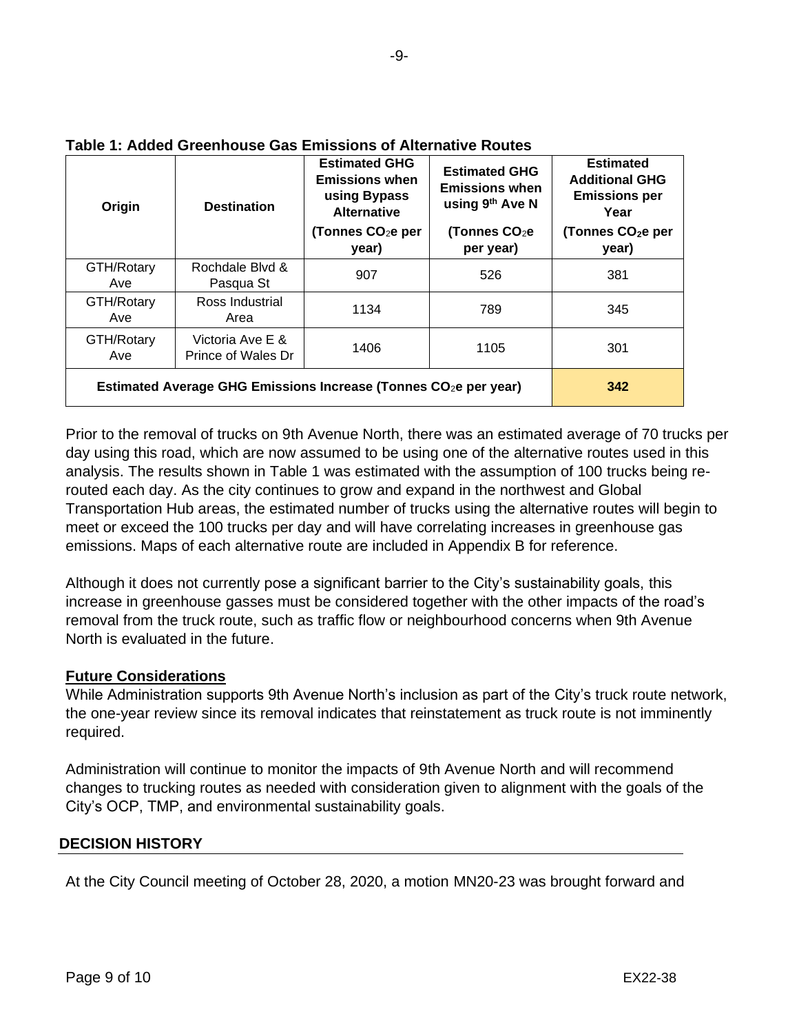**Table 1: Added Greenhouse Gas Emissions of Alternative Routes**

| Origin | Destination | Estimated GHG Emissions when using Bypass Alternative (Tonnes $CO_2$e per year) | Estimated GHG Emissions when using 9th Ave N (Tonnes $CO_2$e per year) | Estimated Additional GHG Emissions per Year (Tonnes $CO_2$e per year) |
|---|---|---|---|---|
| GTH/Rotary Ave | Rochdale Blvd & Pasqua St | 907 | 526 | 381 |
| GTH/Rotary Ave | Ross Industrial Area | 1134 | 789 | 345 |
| GTH/Rotary Ave | Victoria Ave E & Prince of Wales Dr | 1406 | 1105 | 301 |
| **Estimated Average GHG Emissions Increase (Tonnes $CO_2$e per year)** | | | | **342** |

Prior to the removal of trucks on 9th Avenue North, there was an estimated average of 70 trucks per day using this road, which are now assumed to be using one of the alternative routes used in this analysis. The results shown in Table 1 was estimated with the assumption of 100 trucks being re-routed each day. As the city continues to grow and expand in the northwest and Global Transportation Hub areas, the estimated number of trucks using the alternative routes will begin to meet or exceed the 100 trucks per day and will have correlating increases in greenhouse gas emissions. Maps of each alternative route are included in Appendix B for reference.

Although it does not currently pose a significant barrier to the City's sustainability goals, this increase in greenhouse gasses must be considered together with the other impacts of the road's removal from the truck route, such as traffic flow or neighbourhood concerns when 9th Avenue North is evaluated in the future.

**Future Considerations**

While Administration supports 9th Avenue North's inclusion as part of the City's truck route network, the one-year review since its removal indicates that reinstatement as truck route is not imminently required.

Administration will continue to monitor the impacts of 9th Avenue North and will recommend changes to trucking routes as needed with consideration given to alignment with the goals of the City's OCP, TMP, and environmental sustainability goals.

## DECISION HISTORY

At the City Council meeting of October 28, 2020, a motion MN20-23 was brought forward and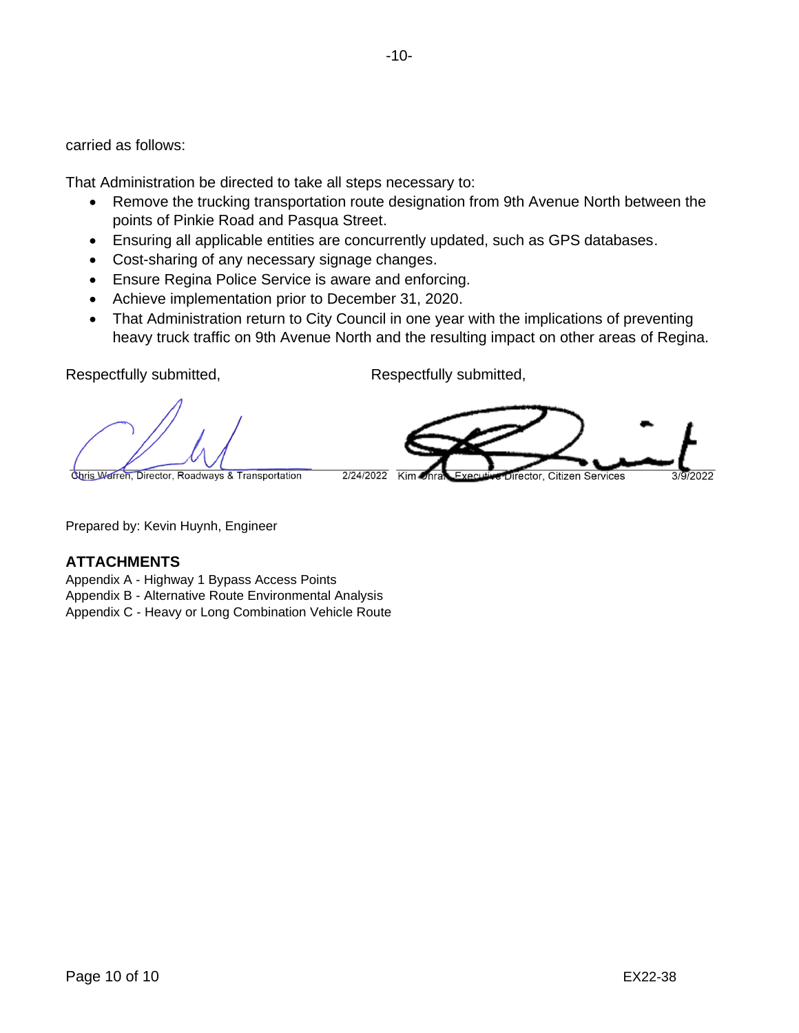carried as follows:

That Administration be directed to take all steps necessary to:

- Remove the trucking transportation route designation from 9th Avenue North between the points of Pinkie Road and Pasqua Street.
- Ensuring all applicable entities are concurrently updated, such as GPS databases.
- Cost-sharing of any necessary signage changes.
- Ensure Regina Police Service is aware and enforcing.
- Achieve implementation prior to December 31, 2020.
- That Administration return to City Council in one year with the implications of preventing heavy truck traffic on 9th Avenue North and the resulting impact on other areas of Regina.

Respectfully submitted,

Chris Warren, Director, Roadways & Transportation 2/24/2022

Respectfully submitted,

Kim Onrait, Executive Director, Citizen Services 3/9/2022

Prepared by: Kevin Huynh, Engineer

## ATTACHMENTS

Appendix A - Highway 1 Bypass Access Points
Appendix B - Alternative Route Environmental Analysis
Appendix C - Heavy or Long Combination Vehicle Route